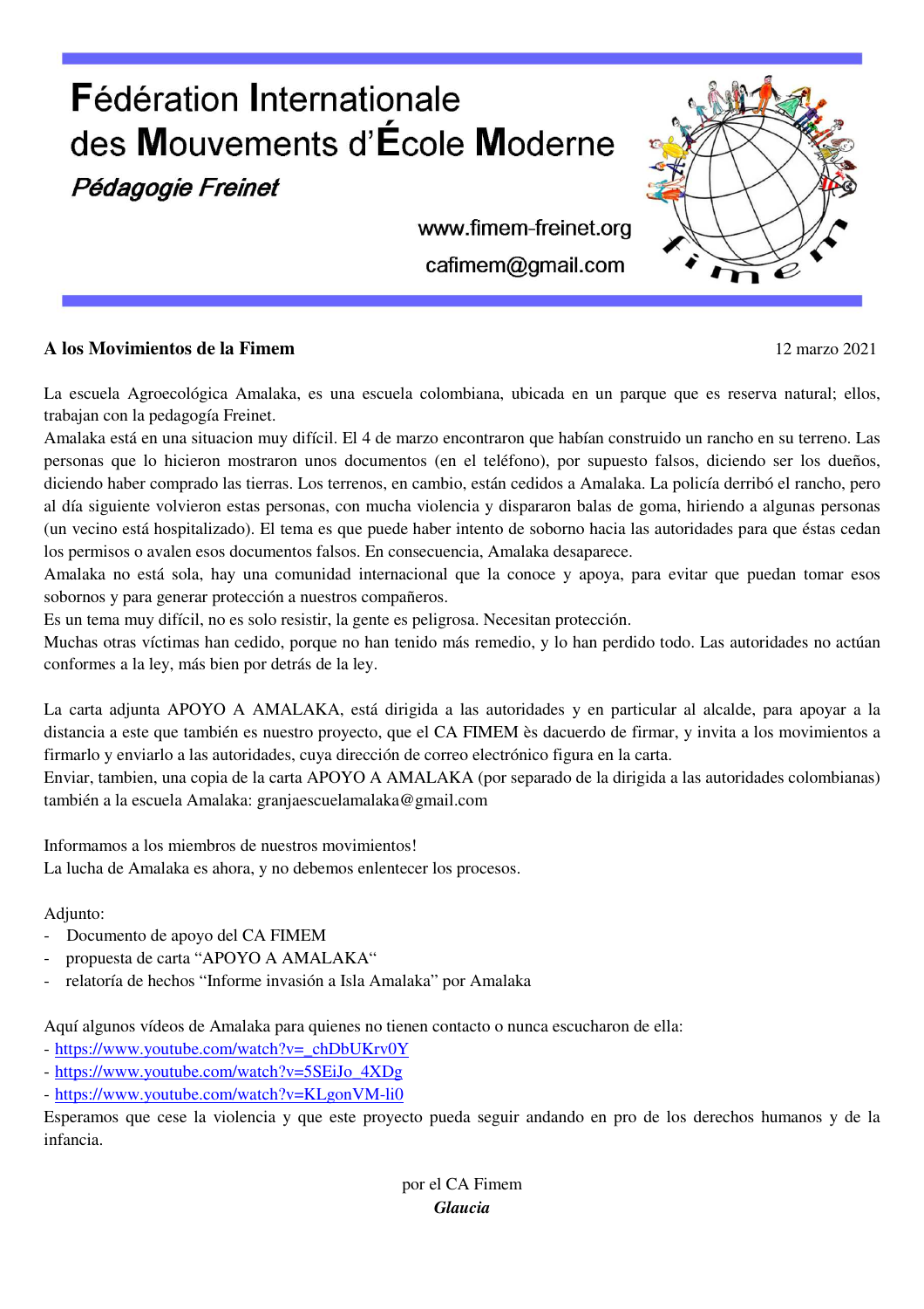# Fédération Internationale des Mouvements d'École Moderne

***Pédagogie Freinet***

www.fimem-freinet.org

cafimem@gmail.com

**A los Movimientos de la Fimem** 12 marzo 2021

La escuela Agroecológica Amalaka, es una escuela colombiana, ubicada en un parque que es reserva natural; ellos, trabajan con la pedagogía Freinet.
Amalaka está en una situacion muy difícil. El 4 de marzo encontraron que habían construido un rancho en su terreno. Las personas que lo hicieron mostraron unos documentos (en el teléfono), por supuesto falsos, diciendo ser los dueños, diciendo haber comprado las tierras. Los terrenos, en cambio, están cedidos a Amalaka. La policía derribó el rancho, pero al día siguiente volvieron estas personas, con mucha violencia y dispararon balas de goma, hiriendo a algunas personas (un vecino está hospitalizado). El tema es que puede haber intento de soborno hacia las autoridades para que éstas cedan los permisos o avalen esos documentos falsos. En consecuencia, Amalaka desaparece.
Amalaka no está sola, hay una comunidad internacional que la conoce y apoya, para evitar que puedan tomar esos sobornos y para generar protección a nuestros compañeros.
Es un tema muy difícil, no es solo resistir, la gente es peligrosa. Necesitan protección.
Muchas otras víctimas han cedido, porque no han tenido más remedio, y lo han perdido todo. Las autoridades no actúan conformes a la ley, más bien por detrás de la ley.

La carta adjunta APOYO A AMALAKA, está dirigida a las autoridades y en particular al alcalde, para apoyar a la distancia a este que también es nuestro proyecto, que el CA FIMEM ès dacuerdo de firmar, y invita a los movimientos a firmarlo y enviarlo a las autoridades, cuya dirección de correo electrónico figura en la carta.
Enviar, tambien, una copia de la carta APOYO A AMALAKA (por separado de la dirigida a las autoridades colombianas) también a la escuela Amalaka: granjaescuelamalaka@gmail.com

Informamos a los miembros de nuestros movimientos!
La lucha de Amalaka es ahora, y no debemos enlentecer los procesos.

Adjunto:
- Documento de apoyo del CA FIMEM
- propuesta de carta "APOYO A AMALAKA"
- relatoría de hechos "Informe invasión a Isla Amalaka" por Amalaka

Aquí algunos vídeos de Amalaka para quienes no tienen contacto o nunca escucharon de ella:
- https://www.youtube.com/watch?v=_chDbUKrv0Y
- https://www.youtube.com/watch?v=5SEiJo_4XDg
- https://www.youtube.com/watch?v=KLgonVM-li0

Esperamos que cese la violencia y que este proyecto pueda seguir andando en pro de los derechos humanos y de la infancia.

por el CA Fimem
***Glaucia***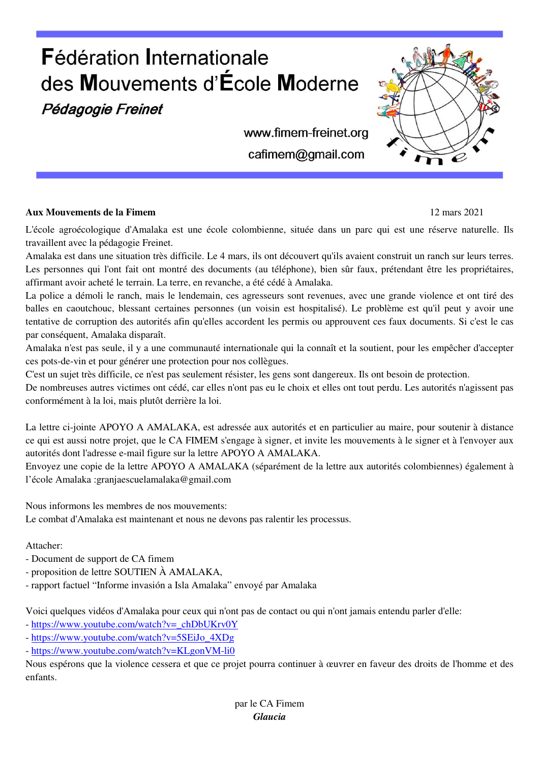# Fédération Internationale des Mouvements d'École Moderne

*Pédagogie Freinet*

www.fimem-freinet.org

cafimem@gmail.com

**Aux Mouvements de la Fimem** 12 mars 2021

L'école agroécologique d'Amalaka est une école colombienne, située dans un parc qui est une réserve naturelle. Ils travaillent avec la pédagogie Freinet.

Amalaka est dans une situation très difficile. Le 4 mars, ils ont découvert qu'ils avaient construit un ranch sur leurs terres. Les personnes qui l'ont fait ont montré des documents (au téléphone), bien sûr faux, prétendant être les propriétaires, affirmant avoir acheté le terrain. La terre, en revanche, a été cédé à Amalaka.

La police a démoli le ranch, mais le lendemain, ces agresseurs sont revenues, avec une grande violence et ont tiré des balles en caoutchouc, blessant certaines personnes (un voisin est hospitalisé). Le problème est qu'il peut y avoir une tentative de corruption des autorités afin qu'elles accordent les permis ou approuvent ces faux documents. Si c'est le cas par conséquent, Amalaka disparaît.

Amalaka n'est pas seule, il y a une communauté internationale qui la connaît et la soutient, pour les empêcher d'accepter ces pots-de-vin et pour générer une protection pour nos collègues.

C'est un sujet très difficile, ce n'est pas seulement résister, les gens sont dangereux. Ils ont besoin de protection.

De nombreuses autres victimes ont cédé, car elles n'ont pas eu le choix et elles ont tout perdu. Les autorités n'agissent pas conformément à la loi, mais plutôt derrière la loi.

La lettre ci-jointe APOYO A AMALAKA, est adressée aux autorités et en particulier au maire, pour soutenir à distance ce qui est aussi notre projet, que le CA FIMEM s'engage à signer, et invite les mouvements à le signer et à l'envoyer aux autorités dont l'adresse e-mail figure sur la lettre APOYO A AMALAKA.

Envoyez une copie de la lettre APOYO A AMALAKA (séparément de la lettre aux autorités colombiennes) également à l'école Amalaka :granjaescuelamalaka@gmail.com

Nous informons les membres de nos mouvements:

Le combat d'Amalaka est maintenant et nous ne devons pas ralentir les processus.

Attacher:

- Document de support de CA fimem
- proposition de lettre SOUTIEN À AMALAKA,
- rapport factuel "Informe invasión a Isla Amalaka" envoyé par Amalaka

Voici quelques vidéos d'Amalaka pour ceux qui n'ont pas de contact ou qui n'ont jamais entendu parler d'elle:

- https://www.youtube.com/watch?v=_chDbUKrv0Y
- https://www.youtube.com/watch?v=5SEiJo_4XDg
- https://www.youtube.com/watch?v=KLgonVM-li0

Nous espérons que la violence cessera et que ce projet pourra continuer à œuvrer en faveur des droits de l'homme et des enfants.

par le CA Fimem

***Glaucia***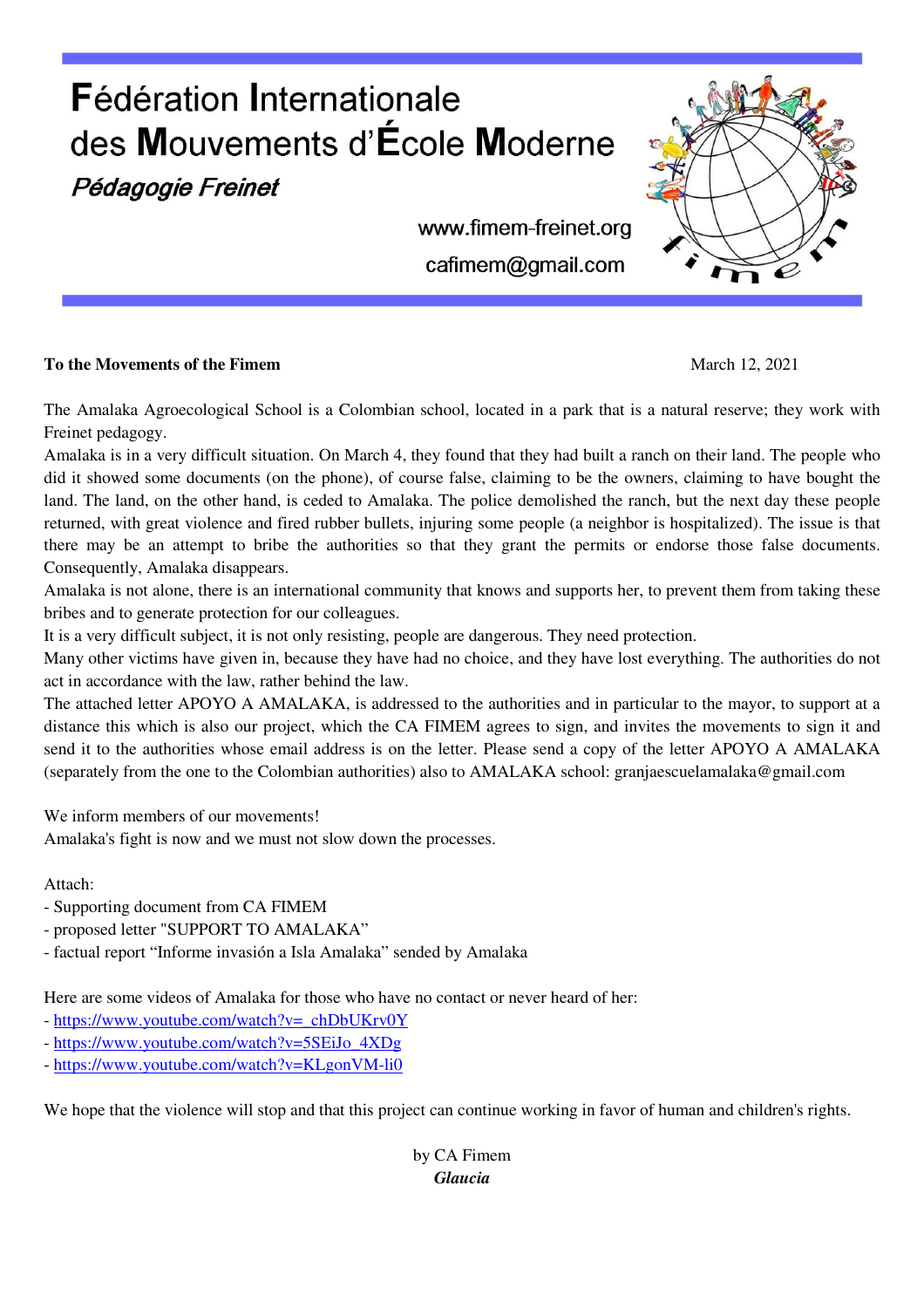# Fédération Internationale des Mouvements d'École Moderne

*Pédagogie Freinet*

www.fimem-freinet.org

cafimem@gmail.com

**To the Movements of the Fimem** March 12, 2021

The Amalaka Agroecological School is a Colombian school, located in a park that is a natural reserve; they work with Freinet pedagogy.

Amalaka is in a very difficult situation. On March 4, they found that they had built a ranch on their land. The people who did it showed some documents (on the phone), of course false, claiming to be the owners, claiming to have bought the land. The land, on the other hand, is ceded to Amalaka. The police demolished the ranch, but the next day these people returned, with great violence and fired rubber bullets, injuring some people (a neighbor is hospitalized). The issue is that there may be an attempt to bribe the authorities so that they grant the permits or endorse those false documents. Consequently, Amalaka disappears.

Amalaka is not alone, there is an international community that knows and supports her, to prevent them from taking these bribes and to generate protection for our colleagues.

It is a very difficult subject, it is not only resisting, people are dangerous. They need protection.

Many other victims have given in, because they have had no choice, and they have lost everything. The authorities do not act in accordance with the law, rather behind the law.

The attached letter APOYO A AMALAKA, is addressed to the authorities and in particular to the mayor, to support at a distance this which is also our project, which the CA FIMEM agrees to sign, and invites the movements to sign it and send it to the authorities whose email address is on the letter. Please send a copy of the letter APOYO A AMALAKA (separately from the one to the Colombian authorities) also to AMALAKA school: granjaescuelamalaka@gmail.com

We inform members of our movements!

Amalaka's fight is now and we must not slow down the processes.

Attach:

- Supporting document from CA FIMEM
- proposed letter "SUPPORT TO AMALAKA"
- factual report "Informe invasión a Isla Amalaka" sended by Amalaka

Here are some videos of Amalaka for those who have no contact or never heard of her:

- https://www.youtube.com/watch?v=_chDbUKrv0Y
- https://www.youtube.com/watch?v=5SEiJo_4XDg
- https://www.youtube.com/watch?v=KLgonVM-li0

We hope that the violence will stop and that this project can continue working in favor of human and children's rights.

by CA Fimem

***Glaucia***